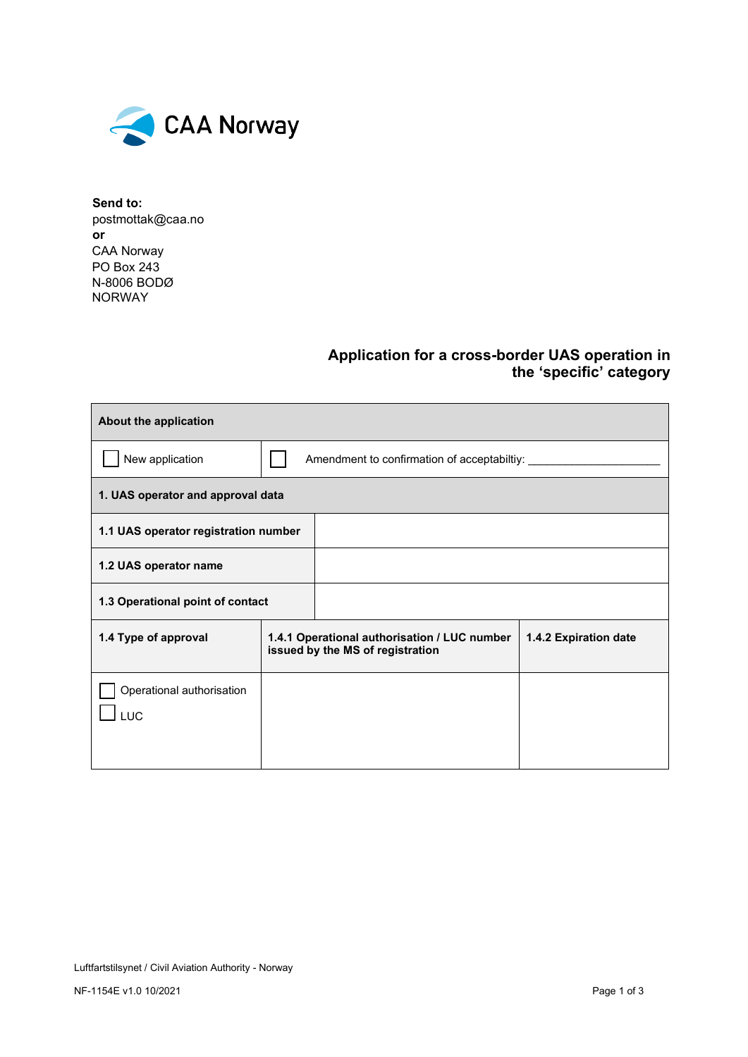CAA Norway

**Send to:**
postmottak@caa.no
**or**
CAA Norway
PO Box 243
N-8006 BODØ
NORWAY

## Application for a cross-border UAS operation in the 'specific' category

| **About the application** | | |
|---|---|---|
| ☐ New application | ☐ Amendment to confirmation of acceptabiltiy: ____________________ | |
| **1. UAS operator and approval data** | | |
| **1.1 UAS operator registration number** | | |
| **1.2 UAS operator name** | | |
| **1.3 Operational point of contact** | | |
| **1.4 Type of approval** | **1.4.1 Operational authorisation / LUC number issued by the MS of registration** | **1.4.2 Expiration date** |
| ☐ Operational authorisation<br>☐ LUC | | |

Luftfartstilsynet / Civil Aviation Authority - Norway

NF-1154E v1.0 10/2021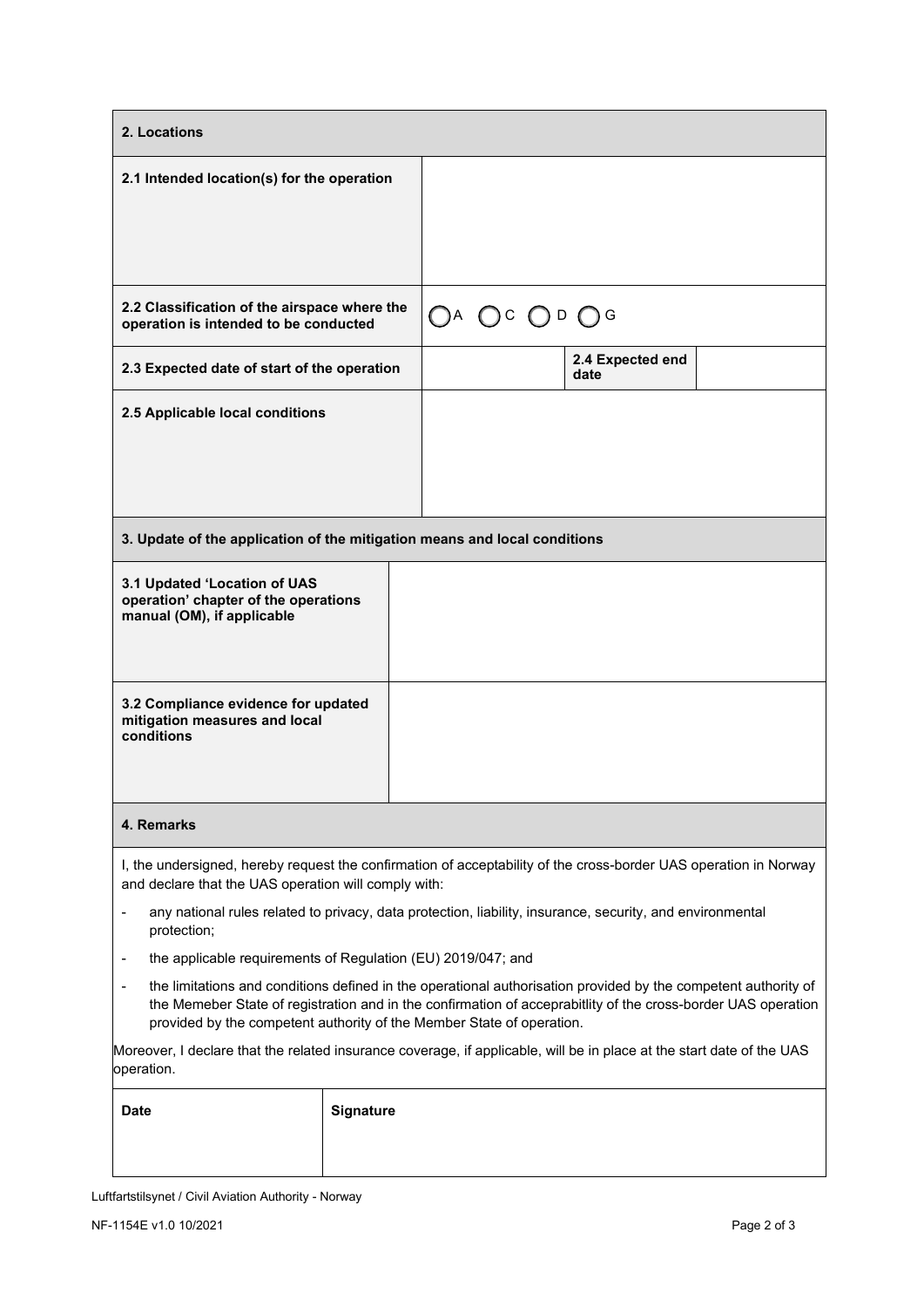| 2. Locations | | | |
|---|---|---|---|
| 2.1 Intended location(s) for the operation | | | |
| 2.2 Classification of the airspace where the operation is intended to be conducted | ◯ A ◯ C ◯ D ◯ G | | |
| 2.3 Expected date of start of the operation | | 2.4 Expected end date | |
| 2.5 Applicable local conditions | | | |

| 3. Update of the application of the mitigation means and local conditions | |
|---|---|
| 3.1 Updated 'Location of UAS operation' chapter of the operations manual (OM), if applicable | |
| 3.2 Compliance evidence for updated mitigation measures and local conditions | |

**4. Remarks**

I, the undersigned, hereby request the confirmation of acceptability of the cross-border UAS operation in Norway and declare that the UAS operation will comply with:

- any national rules related to privacy, data protection, liability, insurance, security, and environmental protection;
- the applicable requirements of Regulation (EU) 2019/047; and
- the limitations and conditions defined in the operational authorisation provided by the competent authority of the Memeber State of registration and in the confirmation of accepratbitlity of the cross-border UAS operation provided by the competent authority of the Member State of operation.

Moreover, I declare that the related insurance coverage, if applicable, will be in place at the start date of the UAS operation.

| Date | Signature |
|---|---|
| | |

Luftfartstilsynet / Civil Aviation Authority - Norway

NF-1154E v1.0 10/2021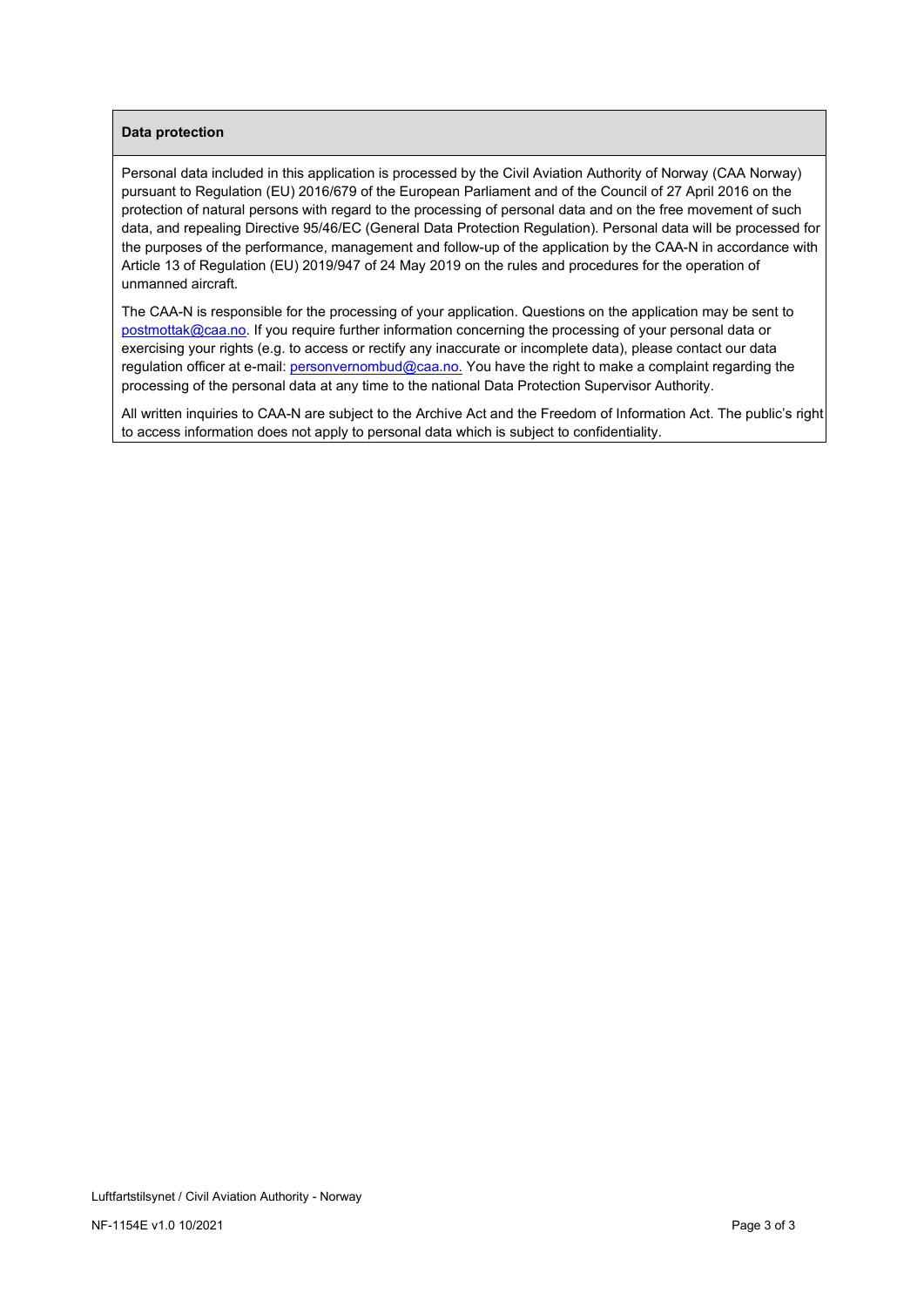**Data protection**

Personal data included in this application is processed by the Civil Aviation Authority of Norway (CAA Norway) pursuant to Regulation (EU) 2016/679 of the European Parliament and of the Council of 27 April 2016 on the protection of natural persons with regard to the processing of personal data and on the free movement of such data, and repealing Directive 95/46/EC (General Data Protection Regulation). Personal data will be processed for the purposes of the performance, management and follow-up of the application by the CAA-N in accordance with Article 13 of Regulation (EU) 2019/947 of 24 May 2019 on the rules and procedures for the operation of unmanned aircraft.

The CAA-N is responsible for the processing of your application. Questions on the application may be sent to postmottak@caa.no. If you require further information concerning the processing of your personal data or exercising your rights (e.g. to access or rectify any inaccurate or incomplete data), please contact our data regulation officer at e-mail: personvernombud@caa.no. You have the right to make a complaint regarding the processing of the personal data at any time to the national Data Protection Supervisor Authority.

All written inquiries to CAA-N are subject to the Archive Act and the Freedom of Information Act. The public's right to access information does not apply to personal data which is subject to confidentiality.